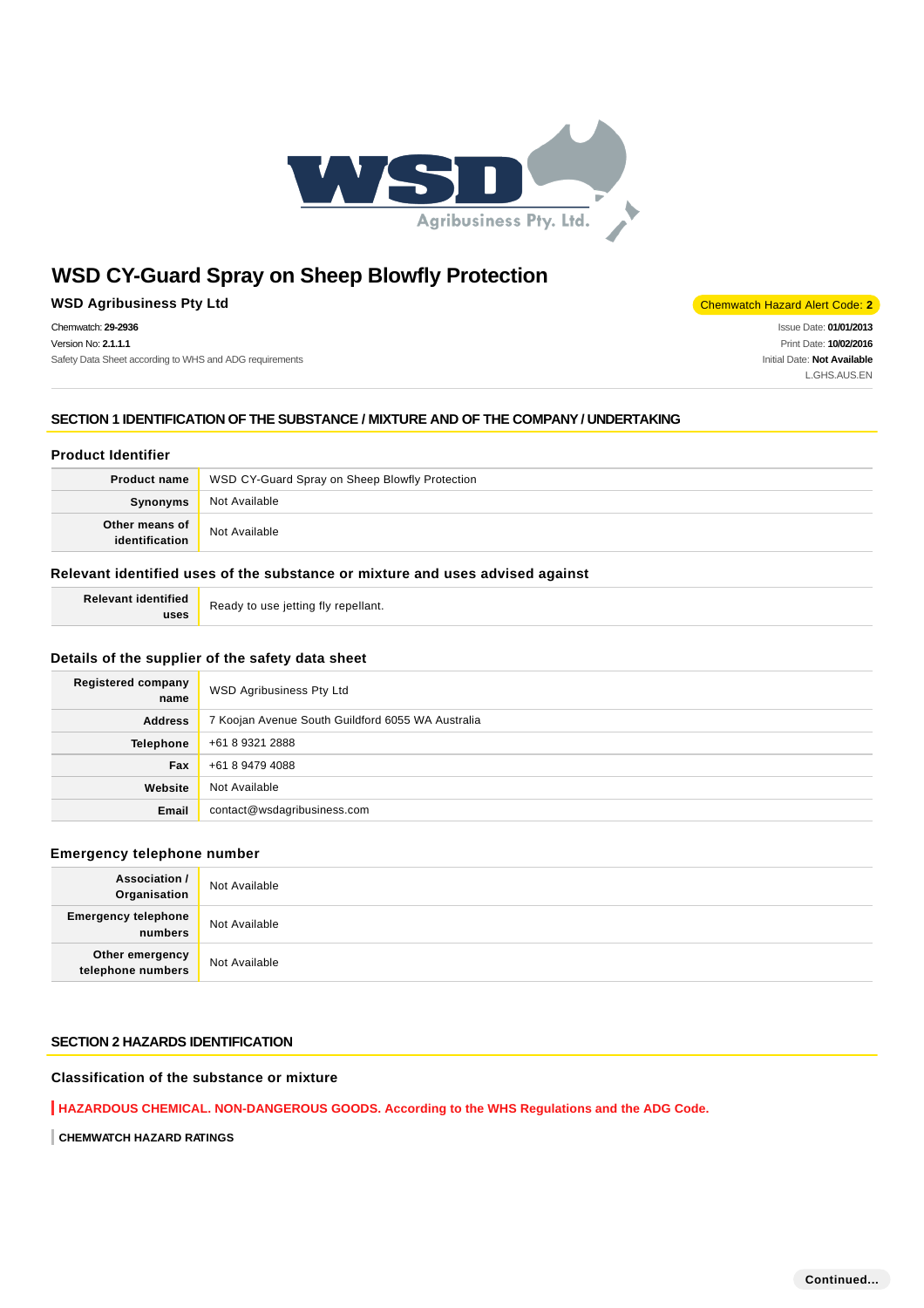# WSD CY-Guard Spray on Sheep Blowfly Protection

**WSD Agribusiness Pty Ltd**

Chemwatch Hazard Alert Code: **2**

Chemwatch: **29-2936**
Version No: **2.1.1.1**
Safety Data Sheet according to WHS and ADG requirements

Issue Date: **01/01/2013**
Print Date: **10/02/2016**
Initial Date: **Not Available**
L.GHS.AUS.EN

## SECTION 1 IDENTIFICATION OF THE SUBSTANCE / MIXTURE AND OF THE COMPANY / UNDERTAKING

### Product Identifier

| | |
|---|---|
| **Product name** | WSD CY-Guard Spray on Sheep Blowfly Protection |
| **Synonyms** | Not Available |
| **Other means of identification** | Not Available |

### Relevant identified uses of the substance or mixture and uses advised against

| | |
|---|---|
| **Relevant identified uses** | Ready to use jetting fly repellant. |

### Details of the supplier of the safety data sheet

| | |
|---|---|
| **Registered company name** | WSD Agribusiness Pty Ltd |
| **Address** | 7 Koojan Avenue South Guildford 6055 WA Australia |
| **Telephone** | +61 8 9321 2888 |
| **Fax** | +61 8 9479 4088 |
| **Website** | Not Available |
| **Email** | contact@wsdagribusiness.com |

### Emergency telephone number

| | |
|---|---|
| **Association / Organisation** | Not Available |
| **Emergency telephone numbers** | Not Available |
| **Other emergency telephone numbers** | Not Available |

## SECTION 2 HAZARDS IDENTIFICATION

### Classification of the substance or mixture

**HAZARDOUS CHEMICAL. NON-DANGEROUS GOODS. According to the WHS Regulations and the ADG Code.**

**CHEMWATCH HAZARD RATINGS**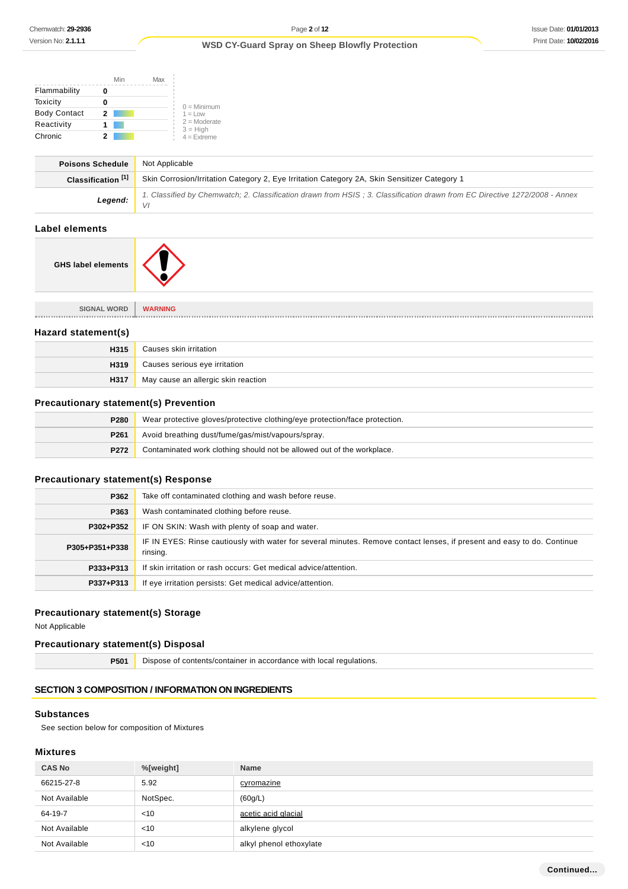| | Min | Max |
|---|---|---|
| Flammability | 0 | |
| Toxicity | 0 | |
| Body Contact | 2 | |
| Reactivity | 1 | |
| Chronic | 2 | |

0 = Minimum
1 = Low
2 = Moderate
3 = High
4 = Extreme

| | |
|---|---|
| **Poisons Schedule** | Not Applicable |
| **Classification [1]** | Skin Corrosion/Irritation Category 2, Eye Irritation Category 2A, Skin Sensitizer Category 1 |
| ***Legend:*** | *1. Classified by Chemwatch; 2. Classification drawn from HSIS ; 3. Classification drawn from EC Directive 1272/2008 - Annex VI* |

## Label elements

| | |
|---|---|
| **GHS label elements** | |

| | |
|---|---|
| SIGNAL WORD | WARNING |

## Hazard statement(s)

| | |
|---|---|
| **H315** | Causes skin irritation |
| **H319** | Causes serious eye irritation |
| **H317** | May cause an allergic skin reaction |

## Precautionary statement(s) Prevention

| | |
|---|---|
| **P280** | Wear protective gloves/protective clothing/eye protection/face protection. |
| **P261** | Avoid breathing dust/fume/gas/mist/vapours/spray. |
| **P272** | Contaminated work clothing should not be allowed out of the workplace. |

## Precautionary statement(s) Response

| | |
|---|---|
| **P362** | Take off contaminated clothing and wash before reuse. |
| **P363** | Wash contaminated clothing before reuse. |
| **P302+P352** | IF ON SKIN: Wash with plenty of soap and water. |
| **P305+P351+P338** | IF IN EYES: Rinse cautiously with water for several minutes. Remove contact lenses, if present and easy to do. Continue rinsing. |
| **P333+P313** | If skin irritation or rash occurs: Get medical advice/attention. |
| **P337+P313** | If eye irritation persists: Get medical advice/attention. |

## Precautionary statement(s) Storage

Not Applicable

## Precautionary statement(s) Disposal

| | |
|---|---|
| **P501** | Dispose of contents/container in accordance with local regulations. |

# SECTION 3 COMPOSITION / INFORMATION ON INGREDIENTS

## Substances

See section below for composition of Mixtures

## Mixtures

| CAS No | %[weight] | Name |
|---|---|---|
| 66215-27-8 | 5.92 | cyromazine |
| Not Available | NotSpec. | (60g/L) |
| 64-19-7 | <10 | acetic acid glacial |
| Not Available | <10 | alkylene glycol |
| Not Available | <10 | alkyl phenol ethoxylate |

**Continued...**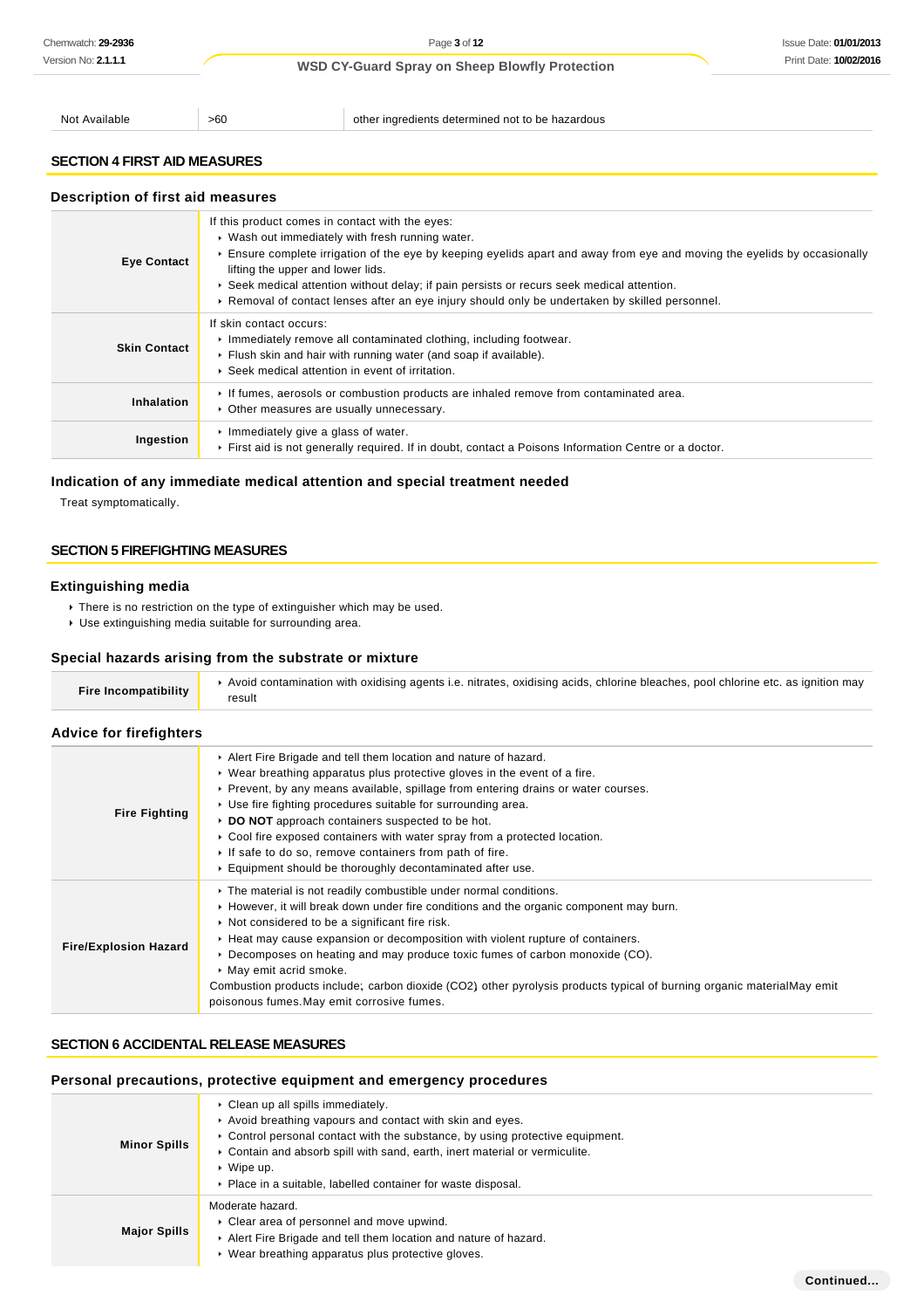| Not Available | >60 | other ingredients determined not to be hazardous |
|---|---|---|

## SECTION 4 FIRST AID MEASURES

### Description of first aid measures

| | |
|---|---|
| **Eye Contact** | If this product comes in contact with the eyes:<br>▸ Wash out immediately with fresh running water.<br>▸ Ensure complete irrigation of the eye by keeping eyelids apart and away from eye and moving the eyelids by occasionally lifting the upper and lower lids.<br>▸ Seek medical attention without delay; if pain persists or recurs seek medical attention.<br>▸ Removal of contact lenses after an eye injury should only be undertaken by skilled personnel. |
| **Skin Contact** | If skin contact occurs:<br>▸ Immediately remove all contaminated clothing, including footwear.<br>▸ Flush skin and hair with running water (and soap if available).<br>▸ Seek medical attention in event of irritation. |
| **Inhalation** | ▸ If fumes, aerosols or combustion products are inhaled remove from contaminated area.<br>▸ Other measures are usually unnecessary. |
| **Ingestion** | ▸ Immediately give a glass of water.<br>▸ First aid is not generally required. If in doubt, contact a Poisons Information Centre or a doctor. |

### Indication of any immediate medical attention and special treatment needed

Treat symptomatically.

## SECTION 5 FIREFIGHTING MEASURES

### Extinguishing media

- There is no restriction on the type of extinguisher which may be used.
- Use extinguishing media suitable for surrounding area.

### Special hazards arising from the substrate or mixture

| | |
|---|---|
| **Fire Incompatibility** | ▸ Avoid contamination with oxidising agents i.e. nitrates, oxidising acids, chlorine bleaches, pool chlorine etc. as ignition may result |

### Advice for firefighters

| | |
|---|---|
| **Fire Fighting** | ▸ Alert Fire Brigade and tell them location and nature of hazard.<br>▸ Wear breathing apparatus plus protective gloves in the event of a fire.<br>▸ Prevent, by any means available, spillage from entering drains or water courses.<br>▸ Use fire fighting procedures suitable for surrounding area.<br>▸ **DO NOT** approach containers suspected to be hot.<br>▸ Cool fire exposed containers with water spray from a protected location.<br>▸ If safe to do so, remove containers from path of fire.<br>▸ Equipment should be thoroughly decontaminated after use. |
| **Fire/Explosion Hazard** | ▸ The material is not readily combustible under normal conditions.<br>▸ However, it will break down under fire conditions and the organic component may burn.<br>▸ Not considered to be a significant fire risk.<br>▸ Heat may cause expansion or decomposition with violent rupture of containers.<br>▸ Decomposes on heating and may produce toxic fumes of carbon monoxide (CO).<br>▸ May emit acrid smoke.<br>Combustion products include; carbon dioxide ($CO_2$) other pyrolysis products typical of burning organic materialMay emit poisonous fumes.May emit corrosive fumes. |

## SECTION 6 ACCIDENTAL RELEASE MEASURES

### Personal precautions, protective equipment and emergency procedures

| | |
|---|---|
| **Minor Spills** | ▸ Clean up all spills immediately.<br>▸ Avoid breathing vapours and contact with skin and eyes.<br>▸ Control personal contact with the substance, by using protective equipment.<br>▸ Contain and absorb spill with sand, earth, inert material or vermiculite.<br>▸ Wipe up.<br>▸ Place in a suitable, labelled container for waste disposal. |
| **Major Spills** | Moderate hazard.<br>▸ Clear area of personnel and move upwind.<br>▸ Alert Fire Brigade and tell them location and nature of hazard.<br>▸ Wear breathing apparatus plus protective gloves. |

Continued...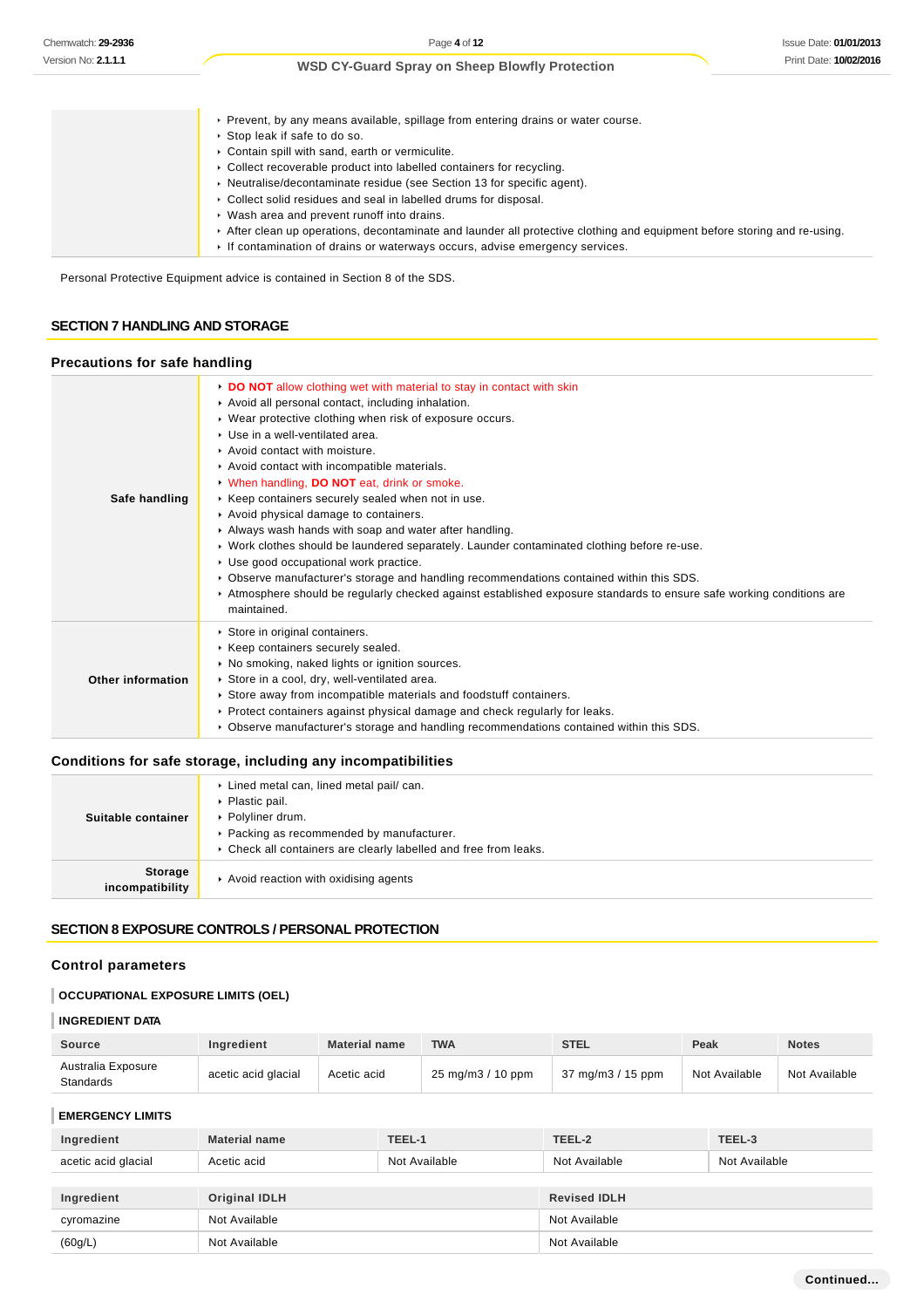|  |  |
|---|---|
|  | Prevent, by any means available, spillage from entering drains or water course.<br>Stop leak if safe to do so.<br>Contain spill with sand, earth or vermiculite.<br>Collect recoverable product into labelled containers for recycling.<br>Neutralise/decontaminate residue (see Section 13 for specific agent).<br>Collect solid residues and seal in labelled drums for disposal.<br>Wash area and prevent runoff into drains.<br>After clean up operations, decontaminate and launder all protective clothing and equipment before storing and re-using.<br>If contamination of drains or waterways occurs, advise emergency services. |

Personal Protective Equipment advice is contained in Section 8 of the SDS.

## SECTION 7 HANDLING AND STORAGE

### Precautions for safe handling

|  |  |
|---|---|
| **Safe handling** | **DO NOT** allow clothing wet with material to stay in contact with skin<br>Avoid all personal contact, including inhalation.<br>Wear protective clothing when risk of exposure occurs.<br>Use in a well-ventilated area.<br>Avoid contact with moisture.<br>Avoid contact with incompatible materials.<br>When handling, **DO NOT** eat, drink or smoke.<br>Keep containers securely sealed when not in use.<br>Avoid physical damage to containers.<br>Always wash hands with soap and water after handling.<br>Work clothes should be laundered separately. Launder contaminated clothing before re-use.<br>Use good occupational work practice.<br>Observe manufacturer's storage and handling recommendations contained within this SDS.<br>Atmosphere should be regularly checked against established exposure standards to ensure safe working conditions are maintained. |
| **Other information** | Store in original containers.<br>Keep containers securely sealed.<br>No smoking, naked lights or ignition sources.<br>Store in a cool, dry, well-ventilated area.<br>Store away from incompatible materials and foodstuff containers.<br>Protect containers against physical damage and check regularly for leaks.<br>Observe manufacturer's storage and handling recommendations contained within this SDS. |

### Conditions for safe storage, including any incompatibilities

|  |  |
|---|---|
| **Suitable container** | Lined metal can, lined metal pail/ can.<br>Plastic pail.<br>Polyliner drum.<br>Packing as recommended by manufacturer.<br>Check all containers are clearly labelled and free from leaks. |
| **Storage incompatibility** | Avoid reaction with oxidising agents |

## SECTION 8 EXPOSURE CONTROLS / PERSONAL PROTECTION

### Control parameters

**OCCUPATIONAL EXPOSURE LIMITS (OEL)**

**INGREDIENT DATA**

| Source | Ingredient | Material name | TWA | STEL | Peak | Notes |
|---|---|---|---|---|---|---|
| Australia Exposure Standards | acetic acid glacial | Acetic acid | 25 mg/m3 / 10 ppm | 37 mg/m3 / 15 ppm | Not Available | Not Available |

**EMERGENCY LIMITS**

| Ingredient | Material name | TEEL-1 | TEEL-2 | TEEL-3 |
|---|---|---|---|---|
| acetic acid glacial | Acetic acid | Not Available | Not Available | Not Available |

| Ingredient | Original IDLH | Revised IDLH |
|---|---|---|
| cyromazine | Not Available | Not Available |
| (60g/L) | Not Available | Not Available |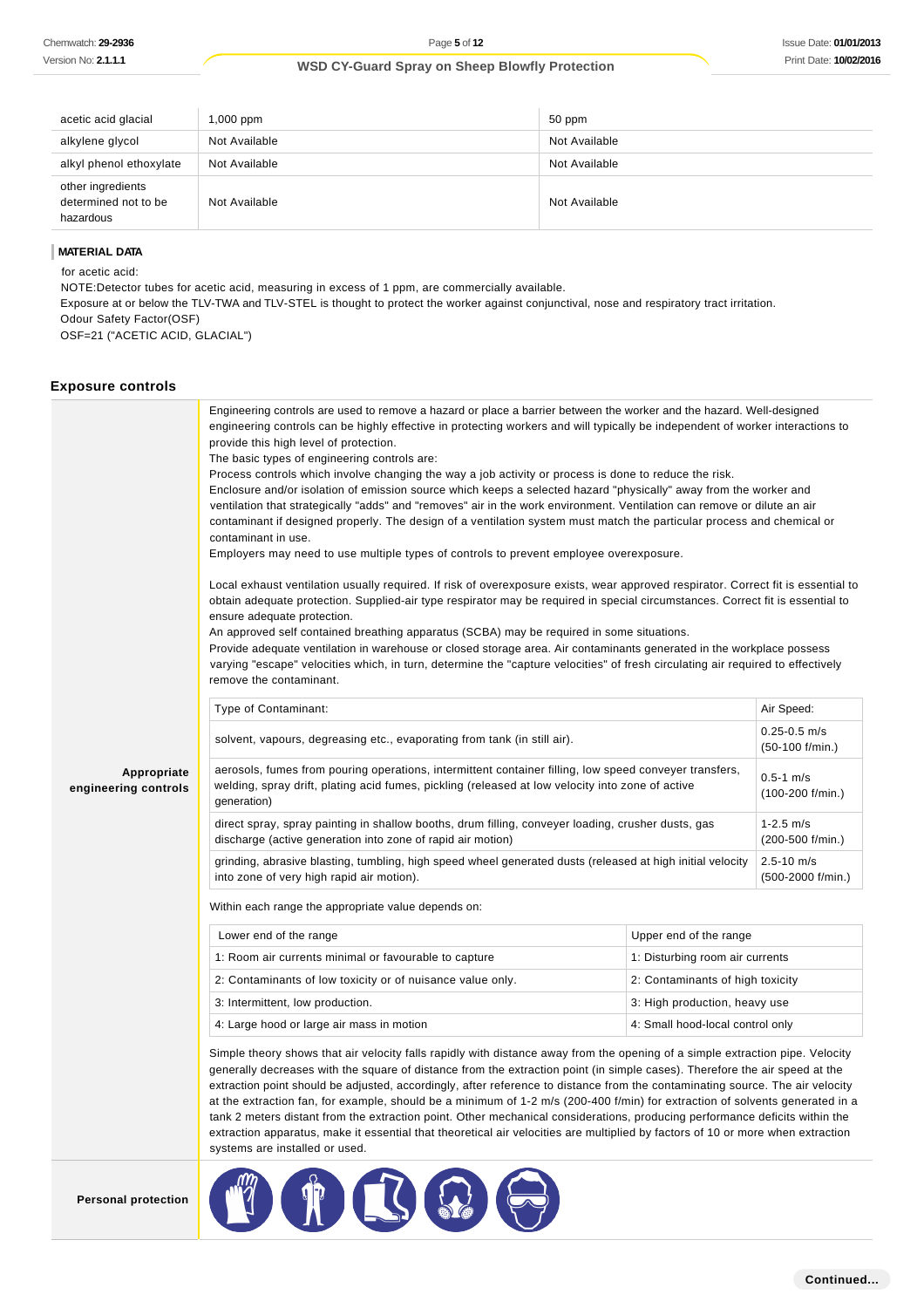| acetic acid glacial | 1,000 ppm | 50 ppm |
|---|---|---|
| alkylene glycol | Not Available | Not Available |
| alkyl phenol ethoxylate | Not Available | Not Available |
| other ingredients determined not to be hazardous | Not Available | Not Available |

**MATERIAL DATA**

for acetic acid:
NOTE:Detector tubes for acetic acid, measuring in excess of 1 ppm, are commercially available.
Exposure at or below the TLV-TWA and TLV-STEL is thought to protect the worker against conjunctival, nose and respiratory tract irritation.
Odour Safety Factor(OSF)
OSF=21 ("ACETIC ACID, GLACIAL")

## Exposure controls

**Appropriate engineering controls**

Engineering controls are used to remove a hazard or place a barrier between the worker and the hazard. Well-designed engineering controls can be highly effective in protecting workers and will typically be independent of worker interactions to provide this high level of protection.
The basic types of engineering controls are:
Process controls which involve changing the way a job activity or process is done to reduce the risk.
Enclosure and/or isolation of emission source which keeps a selected hazard "physically" away from the worker and ventilation that strategically "adds" and "removes" air in the work environment. Ventilation can remove or dilute an air contaminant if designed properly. The design of a ventilation system must match the particular process and chemical or contaminant in use.
Employers may need to use multiple types of controls to prevent employee overexposure.

Local exhaust ventilation usually required. If risk of overexposure exists, wear approved respirator. Correct fit is essential to obtain adequate protection. Supplied-air type respirator may be required in special circumstances. Correct fit is essential to ensure adequate protection.
An approved self contained breathing apparatus (SCBA) may be required in some situations.
Provide adequate ventilation in warehouse or closed storage area. Air contaminants generated in the workplace possess varying "escape" velocities which, in turn, determine the "capture velocities" of fresh circulating air required to effectively remove the contaminant.

| Type of Contaminant: | Air Speed: |
|---|---|
| solvent, vapours, degreasing etc., evaporating from tank (in still air). | 0.25-0.5 m/s (50-100 f/min.) |
| aerosols, fumes from pouring operations, intermittent container filling, low speed conveyer transfers, welding, spray drift, plating acid fumes, pickling (released at low velocity into zone of active generation) | 0.5-1 m/s (100-200 f/min.) |
| direct spray, spray painting in shallow booths, drum filling, conveyer loading, crusher dusts, gas discharge (active generation into zone of rapid air motion) | 1-2.5 m/s (200-500 f/min.) |
| grinding, abrasive blasting, tumbling, high speed wheel generated dusts (released at high initial velocity into zone of very high rapid air motion). | 2.5-10 m/s (500-2000 f/min.) |

Within each range the appropriate value depends on:

| Lower end of the range | Upper end of the range |
|---|---|
| 1: Room air currents minimal or favourable to capture | 1: Disturbing room air currents |
| 2: Contaminants of low toxicity or of nuisance value only. | 2: Contaminants of high toxicity |
| 3: Intermittent, low production. | 3: High production, heavy use |
| 4: Large hood or large air mass in motion | 4: Small hood-local control only |

Simple theory shows that air velocity falls rapidly with distance away from the opening of a simple extraction pipe. Velocity generally decreases with the square of distance from the extraction point (in simple cases). Therefore the air speed at the extraction point should be adjusted, accordingly, after reference to distance from the contaminating source. The air velocity at the extraction fan, for example, should be a minimum of 1-2 m/s (200-400 f/min) for extraction of solvents generated in a tank 2 meters distant from the extraction point. Other mechanical considerations, producing performance deficits within the extraction apparatus, make it essential that theoretical air velocities are multiplied by factors of 10 or more when extraction systems are installed or used.

**Personal protection**

Continued...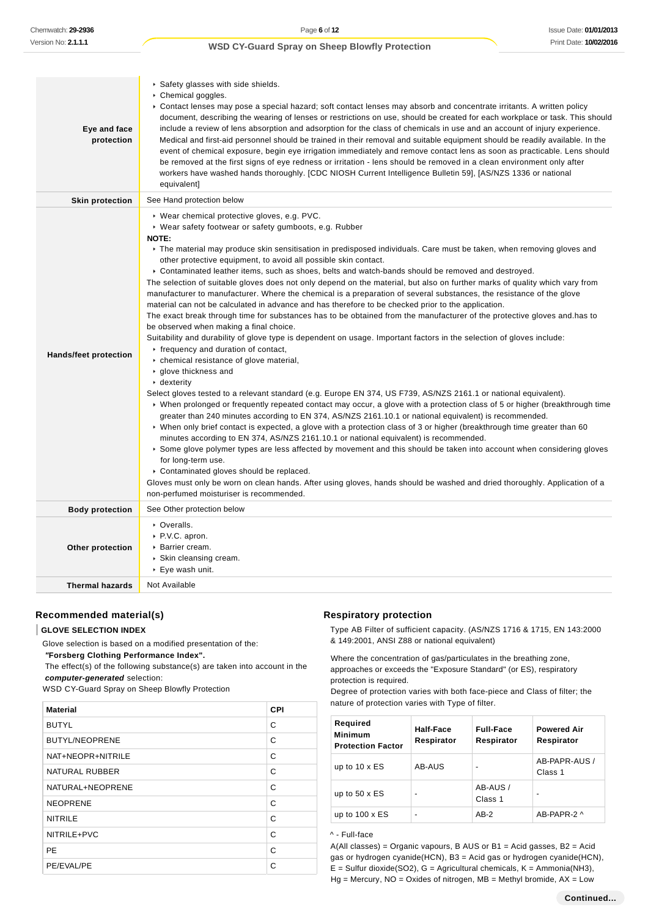| | |
|---|---|
| **Eye and face protection** | ▸ Safety glasses with side shields.<br>▸ Chemical goggles.<br>▸ Contact lenses may pose a special hazard; soft contact lenses may absorb and concentrate irritants. A written policy document, describing the wearing of lenses or restrictions on use, should be created for each workplace or task. This should include a review of lens absorption and adsorption for the class of chemicals in use and an account of injury experience. Medical and first-aid personnel should be trained in their removal and suitable equipment should be readily available. In the event of chemical exposure, begin eye irrigation immediately and remove contact lens as soon as practicable. Lens should be removed at the first signs of eye redness or irritation - lens should be removed in a clean environment only after workers have washed hands thoroughly. [CDC NIOSH Current Intelligence Bulletin 59], [AS/NZS 1336 or national equivalent] |
| **Skin protection** | See Hand protection below |
| **Hands/feet protection** | ▸ Wear chemical protective gloves, e.g. PVC.<br>▸ Wear safety footwear or safety gumboots, e.g. Rubber<br>**NOTE:**<br>▸ The material may produce skin sensitisation in predisposed individuals. Care must be taken, when removing gloves and other protective equipment, to avoid all possible skin contact.<br>▸ Contaminated leather items, such as shoes, belts and watch-bands should be removed and destroyed.<br>The selection of suitable gloves does not only depend on the material, but also on further marks of quality which vary from manufacturer to manufacturer. Where the chemical is a preparation of several substances, the resistance of the glove material can not be calculated in advance and has therefore to be checked prior to the application.<br>The exact break through time for substances has to be obtained from the manufacturer of the protective gloves and.has to be observed when making a final choice.<br>Suitability and durability of glove type is dependent on usage. Important factors in the selection of gloves include:<br>▸ frequency and duration of contact,<br>▸ chemical resistance of glove material,<br>▸ glove thickness and<br>▸ dexterity<br>Select gloves tested to a relevant standard (e.g. Europe EN 374, US F739, AS/NZS 2161.1 or national equivalent).<br>▸ When prolonged or frequently repeated contact may occur, a glove with a protection class of 5 or higher (breakthrough time greater than 240 minutes according to EN 374, AS/NZS 2161.10.1 or national equivalent) is recommended.<br>▸ When only brief contact is expected, a glove with a protection class of 3 or higher (breakthrough time greater than 60 minutes according to EN 374, AS/NZS 2161.10.1 or national equivalent) is recommended.<br>▸ Some glove polymer types are less affected by movement and this should be taken into account when considering gloves for long-term use.<br>▸ Contaminated gloves should be replaced.<br>Gloves must only be worn on clean hands. After using gloves, hands should be washed and dried thoroughly. Application of a non-perfumed moisturiser is recommended. |
| **Body protection** | See Other protection below |
| **Other protection** | ▸ Overalls.<br>▸ P.V.C. apron.<br>▸ Barrier cream.<br>▸ Skin cleansing cream.<br>▸ Eye wash unit. |
| **Thermal hazards** | Not Available |

## Recommended material(s)

**GLOVE SELECTION INDEX**

Glove selection is based on a modified presentation of the:

***"Forsberg Clothing Performance Index".***

The effect(s) of the following substance(s) are taken into account in the ***computer-generated*** selection:

WSD CY-Guard Spray on Sheep Blowfly Protection

| Material | CPI |
|---|---|
| BUTYL | C |
| BUTYL/NEOPRENE | C |
| NAT+NEOPR+NITRILE | C |
| NATURAL RUBBER | C |
| NATURAL+NEOPRENE | C |
| NEOPRENE | C |
| NITRILE | C |
| NITRILE+PVC | C |
| PE | C |
| PE/EVAL/PE | C |

## Respiratory protection

Type AB Filter of sufficient capacity. (AS/NZS 1716 & 1715, EN 143:2000 & 149:2001, ANSI Z88 or national equivalent)

Where the concentration of gas/particulates in the breathing zone, approaches or exceeds the "Exposure Standard" (or ES), respiratory protection is required.

Degree of protection varies with both face-piece and Class of filter; the nature of protection varies with Type of filter.

| Required Minimum Protection Factor | Half-Face Respirator | Full-Face Respirator | Powered Air Respirator |
|---|---|---|---|
| up to 10 x ES | AB-AUS | - | AB-PAPR-AUS / Class 1 |
| up to 50 x ES | - | AB-AUS / Class 1 | - |
| up to 100 x ES | - | AB-2 | AB-PAPR-2 ^ |

^ - Full-face

A(All classes) = Organic vapours, B AUS or B1 = Acid gasses, B2 = Acid gas or hydrogen cyanide(HCN), B3 = Acid gas or hydrogen cyanide(HCN), E = Sulfur dioxide(SO2), G = Agricultural chemicals, K = Ammonia(NH3), Hg = Mercury, NO = Oxides of nitrogen, MB = Methyl bromide, AX = Low

**Continued...**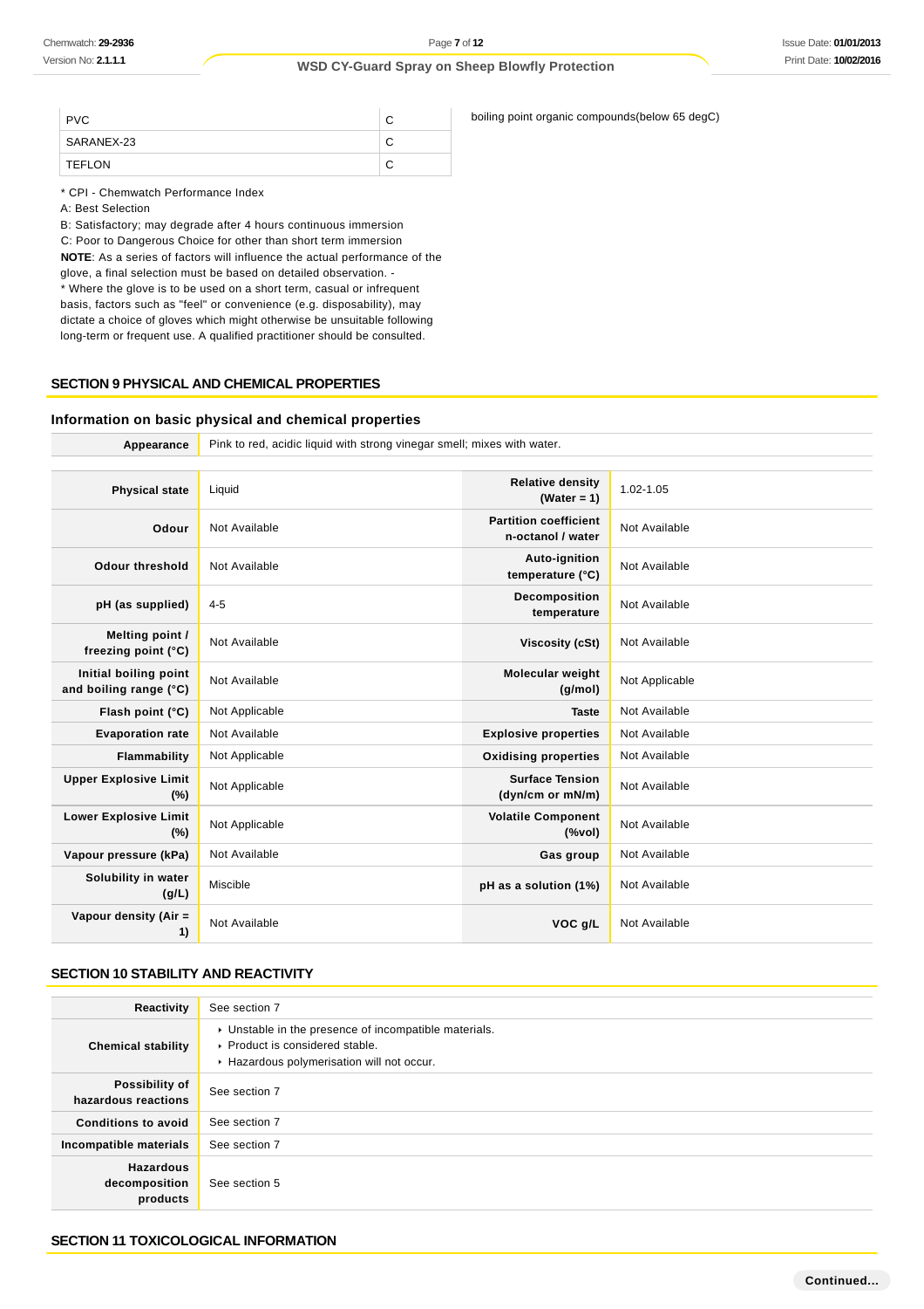| | |
|---|---|
| PVC | C |
| SARANEX-23 | C |
| TEFLON | C |

* CPI - Chemwatch Performance Index
A: Best Selection
B: Satisfactory; may degrade after 4 hours continuous immersion
C: Poor to Dangerous Choice for other than short term immersion
**NOTE**: As a series of factors will influence the actual performance of the glove, a final selection must be based on detailed observation. -
* Where the glove is to be used on a short term, casual or infrequent basis, factors such as "feel" or convenience (e.g. disposability), may dictate a choice of gloves which might otherwise be unsuitable following long-term or frequent use. A qualified practitioner should be consulted.

boiling point organic compounds(below 65 degC)

## SECTION 9 PHYSICAL AND CHEMICAL PROPERTIES

### Information on basic physical and chemical properties

| | |
|---|---|
| **Appearance** | Pink to red, acidic liquid with strong vinegar smell; mixes with water. |

| | | | |
|---|---|---|---|
| **Physical state** | Liquid | **Relative density (Water = 1)** | 1.02-1.05 |
| **Odour** | Not Available | **Partition coefficient n-octanol / water** | Not Available |
| **Odour threshold** | Not Available | **Auto-ignition temperature (°C)** | Not Available |
| **pH (as supplied)** | 4-5 | **Decomposition temperature** | Not Available |
| **Melting point / freezing point (°C)** | Not Available | **Viscosity (cSt)** | Not Available |
| **Initial boiling point and boiling range (°C)** | Not Available | **Molecular weight (g/mol)** | Not Applicable |
| **Flash point (°C)** | Not Applicable | **Taste** | Not Available |
| **Evaporation rate** | Not Available | **Explosive properties** | Not Available |
| **Flammability** | Not Applicable | **Oxidising properties** | Not Available |
| **Upper Explosive Limit (%)** | Not Applicable | **Surface Tension (dyn/cm or mN/m)** | Not Available |
| **Lower Explosive Limit (%)** | Not Applicable | **Volatile Component (%vol)** | Not Available |
| **Vapour pressure (kPa)** | Not Available | **Gas group** | Not Available |
| **Solubility in water (g/L)** | Miscible | **pH as a solution (1%)** | Not Available |
| **Vapour density (Air = 1)** | Not Available | **VOC g/L** | Not Available |

## SECTION 10 STABILITY AND REACTIVITY

| | |
|---|---|
| **Reactivity** | See section 7 |
| **Chemical stability** | ▸ Unstable in the presence of incompatible materials.<br>▸ Product is considered stable.<br>▸ Hazardous polymerisation will not occur. |
| **Possibility of hazardous reactions** | See section 7 |
| **Conditions to avoid** | See section 7 |
| **Incompatible materials** | See section 7 |
| **Hazardous decomposition products** | See section 5 |

## SECTION 11 TOXICOLOGICAL INFORMATION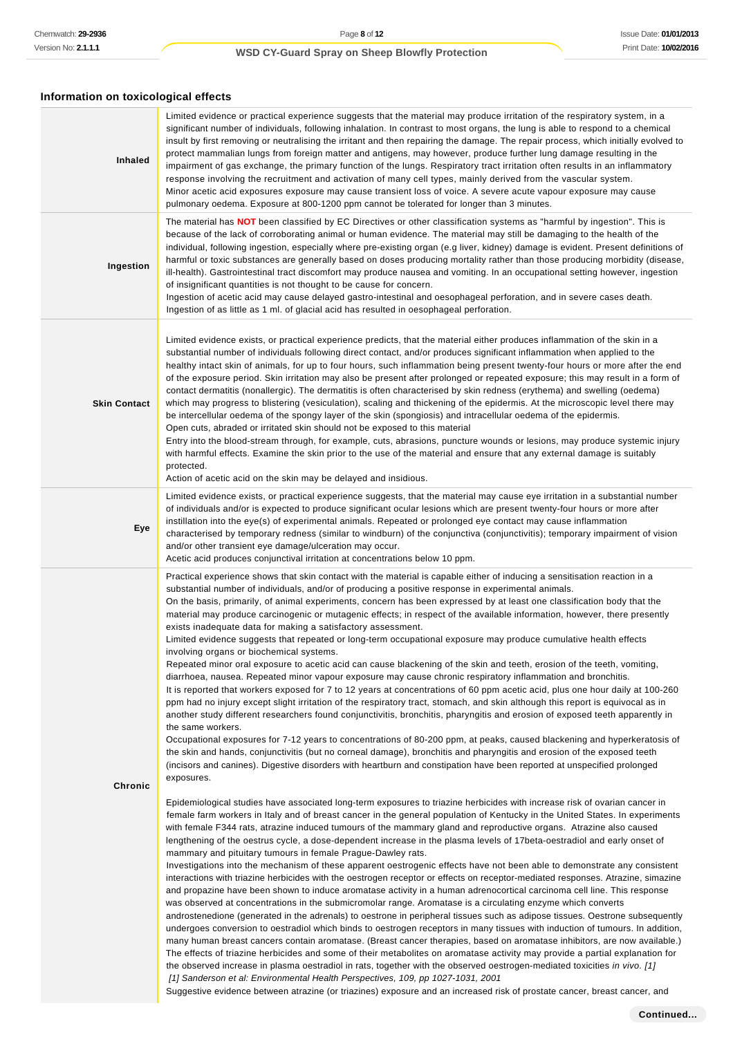## Information on toxicological effects

| | |
|---|---|
| **Inhaled** | Limited evidence or practical experience suggests that the material may produce irritation of the respiratory system, in a significant number of individuals, following inhalation. In contrast to most organs, the lung is able to respond to a chemical insult by first removing or neutralising the irritant and then repairing the damage. The repair process, which initially evolved to protect mammalian lungs from foreign matter and antigens, may however, produce further lung damage resulting in the impairment of gas exchange, the primary function of the lungs. Respiratory tract irritation often results in an inflammatory response involving the recruitment and activation of many cell types, mainly derived from the vascular system.<br>Minor acetic acid exposures exposure may cause transient loss of voice. A severe acute vapour exposure may cause pulmonary oedema. Exposure at 800-1200 ppm cannot be tolerated for longer than 3 minutes. |
| **Ingestion** | The material has **NOT** been classified by EC Directives or other classification systems as "harmful by ingestion". This is because of the lack of corroborating animal or human evidence. The material may still be damaging to the health of the individual, following ingestion, especially where pre-existing organ (e.g liver, kidney) damage is evident. Present definitions of harmful or toxic substances are generally based on doses producing mortality rather than those producing morbidity (disease, ill-health). Gastrointestinal tract discomfort may produce nausea and vomiting. In an occupational setting however, ingestion of insignificant quantities is not thought to be cause for concern.<br>Ingestion of acetic acid may cause delayed gastro-intestinal and oesophageal perforation, and in severe cases death. Ingestion of as little as 1 ml. of glacial acid has resulted in oesophageal perforation. |
| **Skin Contact** | Limited evidence exists, or practical experience predicts, that the material either produces inflammation of the skin in a substantial number of individuals following direct contact, and/or produces significant inflammation when applied to the healthy intact skin of animals, for up to four hours, such inflammation being present twenty-four hours or more after the end of the exposure period. Skin irritation may also be present after prolonged or repeated exposure; this may result in a form of contact dermatitis (nonallergic). The dermatitis is often characterised by skin redness (erythema) and swelling (oedema) which may progress to blistering (vesiculation), scaling and thickening of the epidermis. At the microscopic level there may be intercellular oedema of the spongy layer of the skin (spongiosis) and intracellular oedema of the epidermis.<br>Open cuts, abraded or irritated skin should not be exposed to this material<br>Entry into the blood-stream through, for example, cuts, abrasions, puncture wounds or lesions, may produce systemic injury with harmful effects. Examine the skin prior to the use of the material and ensure that any external damage is suitably protected.<br>Action of acetic acid on the skin may be delayed and insidious. |
| **Eye** | Limited evidence exists, or practical experience suggests, that the material may cause eye irritation in a substantial number of individuals and/or is expected to produce significant ocular lesions which are present twenty-four hours or more after instillation into the eye(s) of experimental animals. Repeated or prolonged eye contact may cause inflammation characterised by temporary redness (similar to windburn) of the conjunctiva (conjunctivitis); temporary impairment of vision and/or other transient eye damage/ulceration may occur.<br>Acetic acid produces conjunctival irritation at concentrations below 10 ppm. |
| **Chronic** | Practical experience shows that skin contact with the material is capable either of inducing a sensitisation reaction in a substantial number of individuals, and/or of producing a positive response in experimental animals.<br>On the basis, primarily, of animal experiments, concern has been expressed by at least one classification body that the material may produce carcinogenic or mutagenic effects; in respect of the available information, however, there presently exists inadequate data for making a satisfactory assessment.<br>Limited evidence suggests that repeated or long-term occupational exposure may produce cumulative health effects involving organs or biochemical systems.<br>Repeated minor oral exposure to acetic acid can cause blackening of the skin and teeth, erosion of the teeth, vomiting, diarrhoea, nausea. Repeated minor vapour exposure may cause chronic respiratory inflammation and bronchitis.<br>It is reported that workers exposed for 7 to 12 years at concentrations of 60 ppm acetic acid, plus one hour daily at 100-260 ppm had no injury except slight irritation of the respiratory tract, stomach, and skin although this report is equivocal as in another study different researchers found conjunctivitis, bronchitis, pharyngitis and erosion of exposed teeth apparently in the same workers.<br>Occupational exposures for 7-12 years to concentrations of 80-200 ppm, at peaks, caused blackening and hyperkeratosis of the skin and hands, conjunctivitis (but no corneal damage), bronchitis and pharyngitis and erosion of the exposed teeth (incisors and canines). Digestive disorders with heartburn and constipation have been reported at unspecified prolonged exposures.<br><br>Epidemiological studies have associated long-term exposures to triazine herbicides with increase risk of ovarian cancer in female farm workers in Italy and of breast cancer in the general population of Kentucky in the United States. In experiments with female F344 rats, atrazine induced tumours of the mammary gland and reproductive organs. Atrazine also caused lengthening of the oestrus cycle, a dose-dependent increase in the plasma levels of 17beta-oestradiol and early onset of mammary and pituitary tumours in female Prague-Dawley rats.<br>Investigations into the mechanism of these apparent oestrogenic effects have not been able to demonstrate any consistent interactions with triazine herbicides with the oestrogen receptor or effects on receptor-mediated responses. Atrazine, simazine and propazine have been shown to induce aromatase activity in a human adrenocortical carcinoma cell line. This response was observed at concentrations in the submicromolar range. Aromatase is a circulating enzyme which converts androstenedione (generated in the adrenals) to oestrone in peripheral tissues such as adipose tissues. Oestrone subsequently undergoes conversion to oestradiol which binds to oestrogen receptors in many tissues with induction of tumours. In addition, many human breast cancers contain aromatase. (Breast cancer therapies, based on aromatase inhibitors, are now available.) The effects of triazine herbicides and some of their metabolites on aromatase activity may provide a partial explanation for the observed increase in plasma oestradiol in rats, together with the observed oestrogen-mediated toxicities *in vivo. [1]*<br>*[1] Sanderson et al: Environmental Health Perspectives, 109, pp 1027-1031, 2001*<br>Suggestive evidence between atrazine (or triazines) exposure and an increased risk of prostate cancer, breast cancer, and |

**Continued...**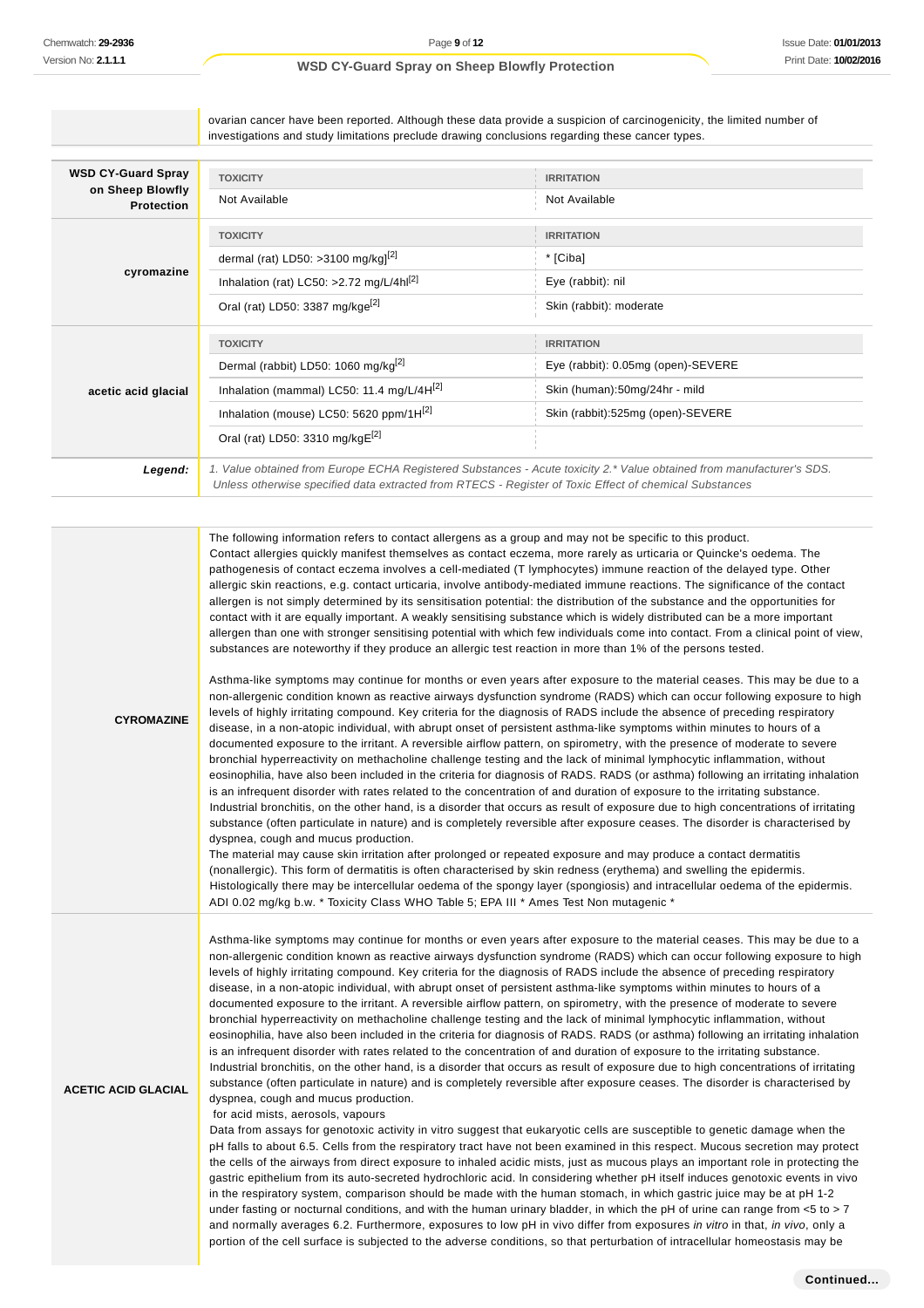| | |
|---|---|
| | ovarian cancer have been reported. Although these data provide a suspicion of carcinogenicity, the limited number of investigations and study limitations preclude drawing conclusions regarding these cancer types. |

| | TOXICITY | IRRITATION |
|---|---|---|
| **WSD CY-Guard Spray on Sheep Blowfly Protection** | Not Available | Not Available |
| **cyromazine** | **TOXICITY** | **IRRITATION** |
| | dermal (rat) LD50: >3100 mg/kg[2] | * [Ciba] |
| | Inhalation (rat) LC50: >2.72 mg/L/4hl[2] | Eye (rabbit): nil |
| | Oral (rat) LD50: 3387 mg/kge[2] | Skin (rabbit): moderate |
| **acetic acid glacial** | **TOXICITY** | **IRRITATION** |
| | Dermal (rabbit) LD50: 1060 mg/kg[2] | Eye (rabbit): 0.05mg (open)-SEVERE |
| | Inhalation (mammal) LC50: 11.4 mg/L/4H[2] | Skin (human):50mg/24hr - mild |
| | Inhalation (mouse) LC50: 5620 ppm/1H[2] | Skin (rabbit):525mg (open)-SEVERE |
| | Oral (rat) LD50: 3310 mg/kgE[2] | |
| ***Legend:*** | *1. Value obtained from Europe ECHA Registered Substances - Acute toxicity 2.* Value obtained from manufacturer's SDS. Unless otherwise specified data extracted from RTECS - Register of Toxic Effect of chemical Substances* | |

**CYROMAZINE**

The following information refers to contact allergens as a group and may not be specific to this product.
Contact allergies quickly manifest themselves as contact eczema, more rarely as urticaria or Quincke's oedema. The pathogenesis of contact eczema involves a cell-mediated (T lymphocytes) immune reaction of the delayed type. Other allergic skin reactions, e.g. contact urticaria, involve antibody-mediated immune reactions. The significance of the contact allergen is not simply determined by its sensitisation potential: the distribution of the substance and the opportunities for contact with it are equally important. A weakly sensitising substance which is widely distributed can be a more important allergen than one with stronger sensitising potential with which few individuals come into contact. From a clinical point of view, substances are noteworthy if they produce an allergic test reaction in more than 1% of the persons tested.

Asthma-like symptoms may continue for months or even years after exposure to the material ceases. This may be due to a non-allergenic condition known as reactive airways dysfunction syndrome (RADS) which can occur following exposure to high levels of highly irritating compound. Key criteria for the diagnosis of RADS include the absence of preceding respiratory disease, in a non-atopic individual, with abrupt onset of persistent asthma-like symptoms within minutes to hours of a documented exposure to the irritant. A reversible airflow pattern, on spirometry, with the presence of moderate to severe bronchial hyperreactivity on methacholine challenge testing and the lack of minimal lymphocytic inflammation, without eosinophilia, have also been included in the criteria for diagnosis of RADS. RADS (or asthma) following an irritating inhalation is an infrequent disorder with rates related to the concentration of and duration of exposure to the irritating substance. Industrial bronchitis, on the other hand, is a disorder that occurs as result of exposure due to high concentrations of irritating substance (often particulate in nature) and is completely reversible after exposure ceases. The disorder is characterised by dyspnea, cough and mucus production.
The material may cause skin irritation after prolonged or repeated exposure and may produce a contact dermatitis (nonallergic). This form of dermatitis is often characterised by skin redness (erythema) and swelling the epidermis. Histologically there may be intercellular oedema of the spongy layer (spongiosis) and intracellular oedema of the epidermis.
ADI 0.02 mg/kg b.w. * Toxicity Class WHO Table 5; EPA III * Ames Test Non mutagenic *

**ACETIC ACID GLACIAL**

Asthma-like symptoms may continue for months or even years after exposure to the material ceases. This may be due to a non-allergenic condition known as reactive airways dysfunction syndrome (RADS) which can occur following exposure to high levels of highly irritating compound. Key criteria for the diagnosis of RADS include the absence of preceding respiratory disease, in a non-atopic individual, with abrupt onset of persistent asthma-like symptoms within minutes to hours of a documented exposure to the irritant. A reversible airflow pattern, on spirometry, with the presence of moderate to severe bronchial hyperreactivity on methacholine challenge testing and the lack of minimal lymphocytic inflammation, without eosinophilia, have also been included in the criteria for diagnosis of RADS. RADS (or asthma) following an irritating inhalation is an infrequent disorder with rates related to the concentration of and duration of exposure to the irritating substance. Industrial bronchitis, on the other hand, is a disorder that occurs as result of exposure due to high concentrations of irritating substance (often particulate in nature) and is completely reversible after exposure ceases. The disorder is characterised by dyspnea, cough and mucus production.
for acid mists, aerosols, vapours
Data from assays for genotoxic activity in vitro suggest that eukaryotic cells are susceptible to genetic damage when the pH falls to about 6.5. Cells from the respiratory tract have not been examined in this respect. Mucous secretion may protect the cells of the airways from direct exposure to inhaled acidic mists, just as mucous plays an important role in protecting the gastric epithelium from its auto-secreted hydrochloric acid. In considering whether pH itself induces genotoxic events in vivo in the respiratory system, comparison should be made with the human stomach, in which gastric juice may be at pH 1-2 under fasting or nocturnal conditions, and with the human urinary bladder, in which the pH of urine can range from <5 to > 7 and normally averages 6.2. Furthermore, exposures to low pH in vivo differ from exposures *in vitro* in that, *in vivo*, only a portion of the cell surface is subjected to the adverse conditions, so that perturbation of intracellular homeostasis may be

**Continued...**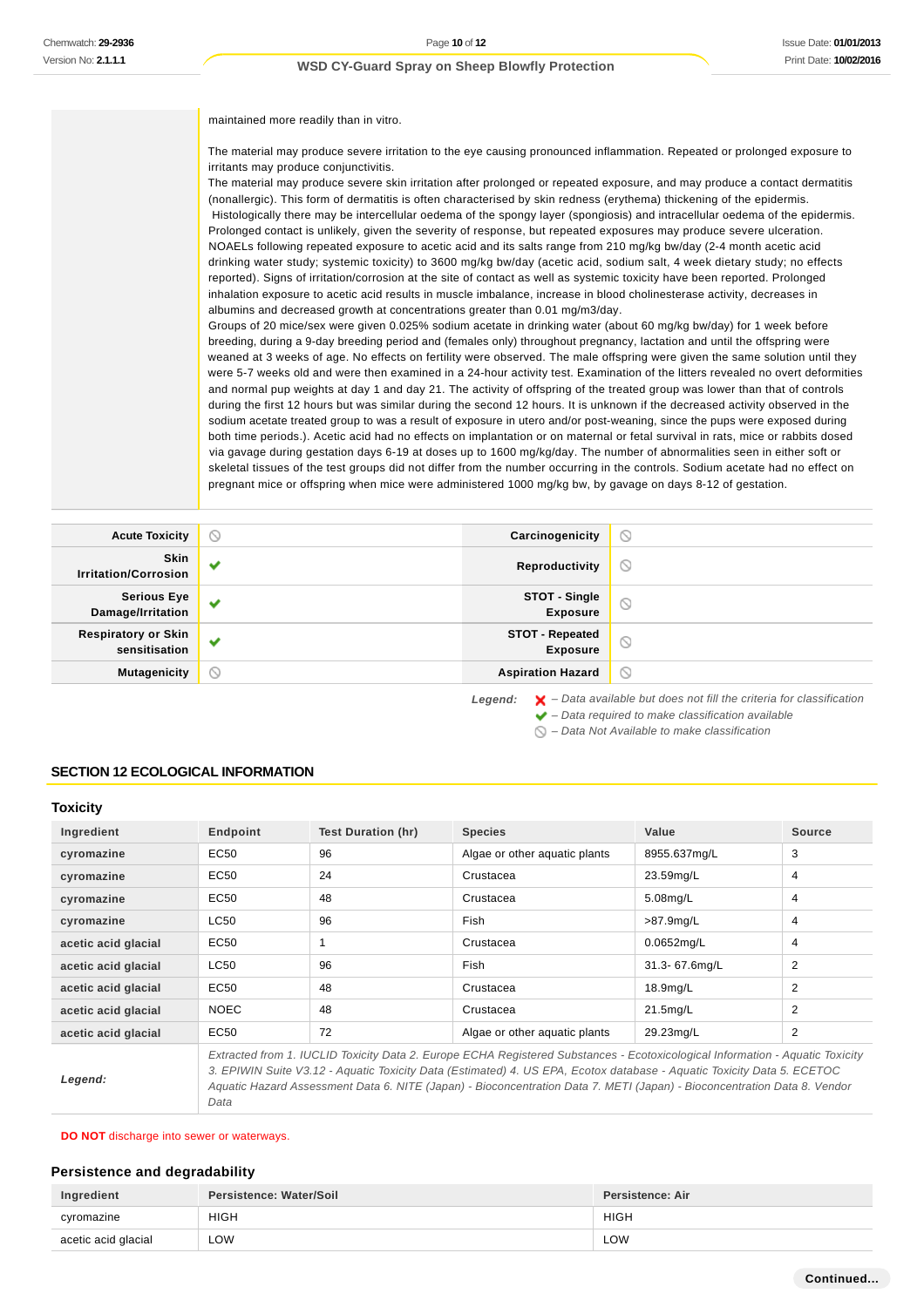maintained more readily than in vitro.

The material may produce severe irritation to the eye causing pronounced inflammation. Repeated or prolonged exposure to irritants may produce conjunctivitis.
The material may produce severe skin irritation after prolonged or repeated exposure, and may produce a contact dermatitis (nonallergic). This form of dermatitis is often characterised by skin redness (erythema) thickening of the epidermis.
Histologically there may be intercellular oedema of the spongy layer (spongiosis) and intracellular oedema of the epidermis.
Prolonged contact is unlikely, given the severity of response, but repeated exposures may produce severe ulceration.
NOAELs following repeated exposure to acetic acid and its salts range from 210 mg/kg bw/day (2-4 month acetic acid drinking water study; systemic toxicity) to 3600 mg/kg bw/day (acetic acid, sodium salt, 4 week dietary study; no effects reported). Signs of irritation/corrosion at the site of contact as well as systemic toxicity have been reported. Prolonged inhalation exposure to acetic acid results in muscle imbalance, increase in blood cholinesterase activity, decreases in albumins and decreased growth at concentrations greater than 0.01 mg/m3/day.
Groups of 20 mice/sex were given 0.025% sodium acetate in drinking water (about 60 mg/kg bw/day) for 1 week before breeding, during a 9-day breeding period and (females only) throughout pregnancy, lactation and until the offspring were weaned at 3 weeks of age. No effects on fertility were observed. The male offspring were given the same solution until they were 5-7 weeks old and were then examined in a 24-hour activity test. Examination of the litters revealed no overt deformities and normal pup weights at day 1 and day 21. The activity of offspring of the treated group was lower than that of controls during the first 12 hours but was similar during the second 12 hours. It is unknown if the decreased activity observed in the sodium acetate treated group to was a result of exposure in utero and/or post-weaning, since the pups were exposed during both time periods.). Acetic acid had no effects on implantation or on maternal or fetal survival in rats, mice or rabbits dosed via gavage during gestation days 6-19 at doses up to 1600 mg/kg/day. The number of abnormalities seen in either soft or skeletal tissues of the test groups did not differ from the number occurring in the controls. Sodium acetate had no effect on pregnant mice or offspring when mice were administered 1000 mg/kg bw, by gavage on days 8-12 of gestation.

| | | | |
|---|---|---|---|
| **Acute Toxicity** | ⃠ | **Carcinogenicity** | ⃠ |
| **Skin Irritation/Corrosion** | ✔ | **Reproductivity** | ⃠ |
| **Serious Eye Damage/Irritation** | ✔ | **STOT - Single Exposure** | ⃠ |
| **Respiratory or Skin sensitisation** | ✔ | **STOT - Repeated Exposure** | ⃠ |
| **Mutagenicity** | ⃠ | **Aspiration Hazard** | ⃠ |

*Legend:*
✘ – *Data available but does not fill the criteria for classification*
✔ – *Data required to make classification available*
⃠ – *Data Not Available to make classification*

## SECTION 12 ECOLOGICAL INFORMATION

### Toxicity

| Ingredient | Endpoint | Test Duration (hr) | Species | Value | Source |
|---|---|---|---|---|---|
| **cyromazine** | EC50 | 96 | Algae or other aquatic plants | 8955.637mg/L | 3 |
| **cyromazine** | EC50 | 24 | Crustacea | 23.59mg/L | 4 |
| **cyromazine** | EC50 | 48 | Crustacea | 5.08mg/L | 4 |
| **cyromazine** | LC50 | 96 | Fish | >87.9mg/L | 4 |
| **acetic acid glacial** | EC50 | 1 | Crustacea | 0.0652mg/L | 4 |
| **acetic acid glacial** | LC50 | 96 | Fish | 31.3- 67.6mg/L | 2 |
| **acetic acid glacial** | EC50 | 48 | Crustacea | 18.9mg/L | 2 |
| **acetic acid glacial** | NOEC | 48 | Crustacea | 21.5mg/L | 2 |
| **acetic acid glacial** | EC50 | 72 | Algae or other aquatic plants | 29.23mg/L | 2 |
| ***Legend:*** | *Extracted from 1. IUCLID Toxicity Data 2. Europe ECHA Registered Substances - Ecotoxicological Information - Aquatic Toxicity 3. EPIWIN Suite V3.12 - Aquatic Toxicity Data (Estimated) 4. US EPA, Ecotox database - Aquatic Toxicity Data 5. ECETOC Aquatic Hazard Assessment Data 6. NITE (Japan) - Bioconcentration Data 7. METI (Japan) - Bioconcentration Data 8. Vendor Data* | | | | |

**DO NOT** discharge into sewer or waterways.

### Persistence and degradability

| Ingredient | Persistence: Water/Soil | Persistence: Air |
|---|---|---|
| cyromazine | HIGH | HIGH |
| acetic acid glacial | LOW | LOW |

**Continued...**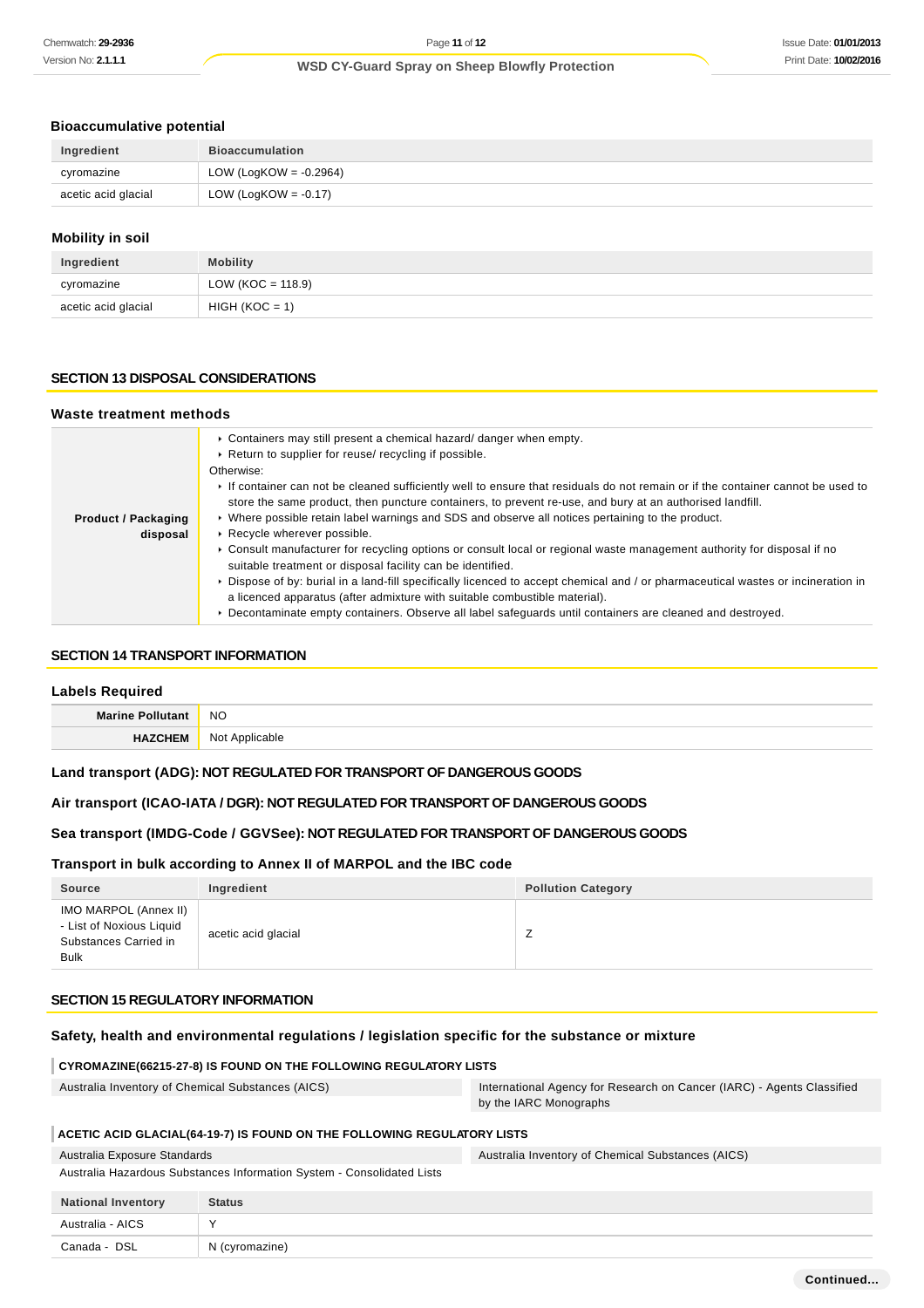### Bioaccumulative potential

| Ingredient | Bioaccumulation |
|---|---|
| cyromazine | LOW (LogKOW = -0.2964) |
| acetic acid glacial | LOW (LogKOW = -0.17) |

### Mobility in soil

| Ingredient | Mobility |
|---|---|
| cyromazine | LOW (KOC = 118.9) |
| acetic acid glacial | HIGH (KOC = 1) |

## SECTION 13 DISPOSAL CONSIDERATIONS

### Waste treatment methods

| | |
|---|---|
| **Product / Packaging disposal** | ▸ Containers may still present a chemical hazard/ danger when empty.<br>▸ Return to supplier for reuse/ recycling if possible.<br>Otherwise:<br>▸ If container can not be cleaned sufficiently well to ensure that residuals do not remain or if the container cannot be used to store the same product, then puncture containers, to prevent re-use, and bury at an authorised landfill.<br>▸ Where possible retain label warnings and SDS and observe all notices pertaining to the product.<br>▸ Recycle wherever possible.<br>▸ Consult manufacturer for recycling options or consult local or regional waste management authority for disposal if no suitable treatment or disposal facility can be identified.<br>▸ Dispose of by: burial in a land-fill specifically licenced to accept chemical and / or pharmaceutical wastes or incineration in a licenced apparatus (after admixture with suitable combustible material).<br>▸ Decontaminate empty containers. Observe all label safeguards until containers are cleaned and destroyed. |

## SECTION 14 TRANSPORT INFORMATION

### Labels Required

| | |
|---|---|
| **Marine Pollutant** | NO |
| **HAZCHEM** | Not Applicable |

### Land transport (ADG): NOT REGULATED FOR TRANSPORT OF DANGEROUS GOODS

### Air transport (ICAO-IATA / DGR): NOT REGULATED FOR TRANSPORT OF DANGEROUS GOODS

### Sea transport (IMDG-Code / GGVSee): NOT REGULATED FOR TRANSPORT OF DANGEROUS GOODS

### Transport in bulk according to Annex II of MARPOL and the IBC code

| Source | Ingredient | Pollution Category |
|---|---|---|
| IMO MARPOL (Annex II) - List of Noxious Liquid Substances Carried in Bulk | acetic acid glacial | Z |

## SECTION 15 REGULATORY INFORMATION

### Safety, health and environmental regulations / legislation specific for the substance or mixture

**CYROMAZINE(66215-27-8) IS FOUND ON THE FOLLOWING REGULATORY LISTS**

| | |
|---|---|
| Australia Inventory of Chemical Substances (AICS) | International Agency for Research on Cancer (IARC) - Agents Classified by the IARC Monographs |

**ACETIC ACID GLACIAL(64-19-7) IS FOUND ON THE FOLLOWING REGULATORY LISTS**

| | |
|---|---|
| Australia Exposure Standards | Australia Inventory of Chemical Substances (AICS) |
| Australia Hazardous Substances Information System - Consolidated Lists | |

| National Inventory | Status |
|---|---|
| Australia - AICS | Y |
| Canada - DSL | N (cyromazine) |

Continued...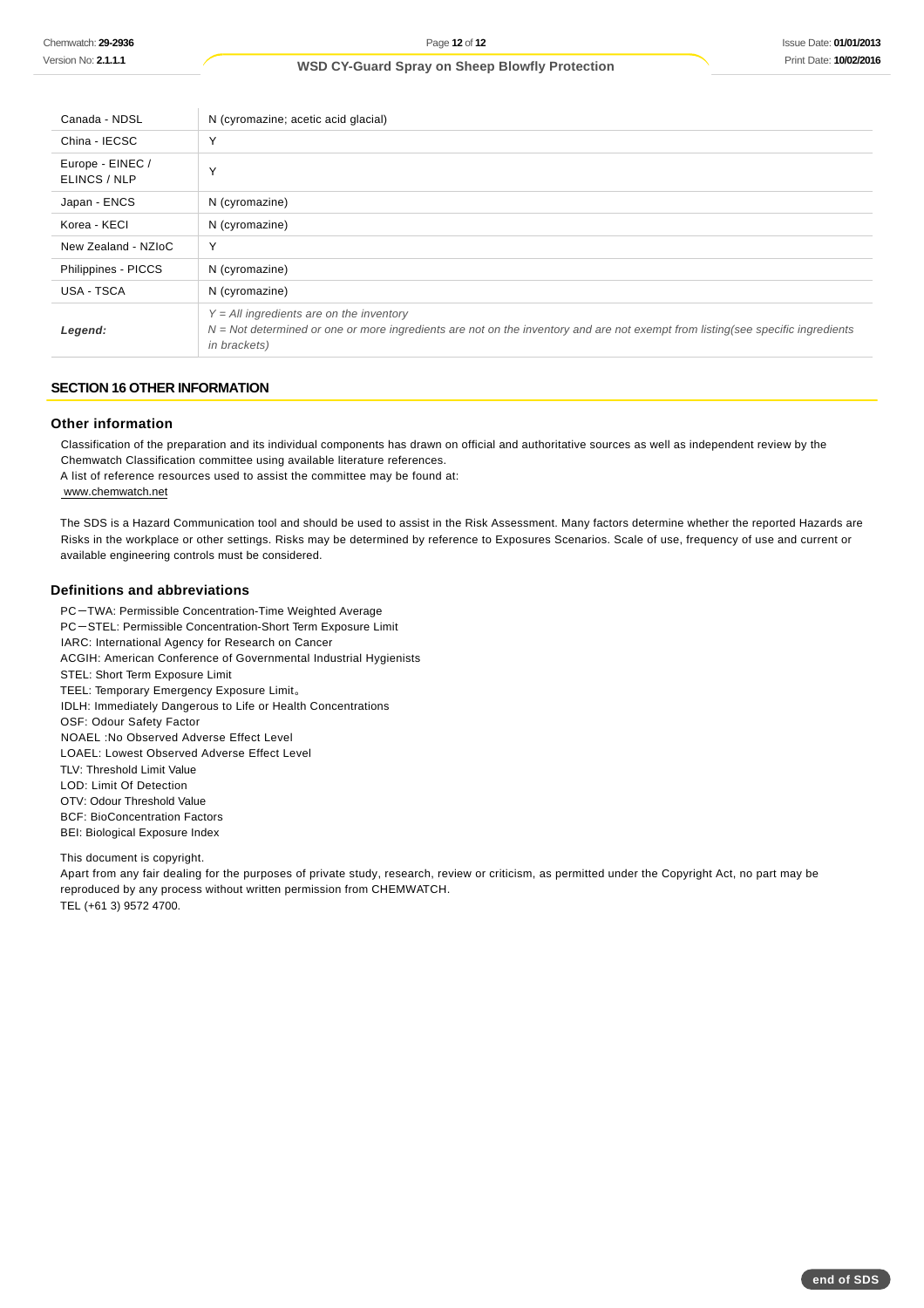| | |
|---|---|
| Canada - NDSL | N (cyromazine; acetic acid glacial) |
| China - IECSC | Y |
| Europe - EINEC / ELINCS / NLP | Y |
| Japan - ENCS | N (cyromazine) |
| Korea - KECI | N (cyromazine) |
| New Zealand - NZIoC | Y |
| Philippines - PICCS | N (cyromazine) |
| USA - TSCA | N (cyromazine) |
| ***Legend:*** | *Y = All ingredients are on the inventory*<br>*N = Not determined or one or more ingredients are not on the inventory and are not exempt from listing(see specific ingredients in brackets)* |

## SECTION 16 OTHER INFORMATION

### Other information

Classification of the preparation and its individual components has drawn on official and authoritative sources as well as independent review by the Chemwatch Classification committee using available literature references.
A list of reference resources used to assist the committee may be found at:
www.chemwatch.net

The SDS is a Hazard Communication tool and should be used to assist in the Risk Assessment. Many factors determine whether the reported Hazards are Risks in the workplace or other settings. Risks may be determined by reference to Exposures Scenarios. Scale of use, frequency of use and current or available engineering controls must be considered.

### Definitions and abbreviations

PC－TWA: Permissible Concentration-Time Weighted Average
PC－STEL: Permissible Concentration-Short Term Exposure Limit
IARC: International Agency for Research on Cancer
ACGIH: American Conference of Governmental Industrial Hygienists
STEL: Short Term Exposure Limit
TEEL: Temporary Emergency Exposure Limit。
IDLH: Immediately Dangerous to Life or Health Concentrations
OSF: Odour Safety Factor
NOAEL :No Observed Adverse Effect Level
LOAEL: Lowest Observed Adverse Effect Level
TLV: Threshold Limit Value
LOD: Limit Of Detection
OTV: Odour Threshold Value
BCF: BioConcentration Factors
BEI: Biological Exposure Index

This document is copyright.
Apart from any fair dealing for the purposes of private study, research, review or criticism, as permitted under the Copyright Act, no part may be reproduced by any process without written permission from CHEMWATCH.
TEL (+61 3) 9572 4700.

**end of SDS**